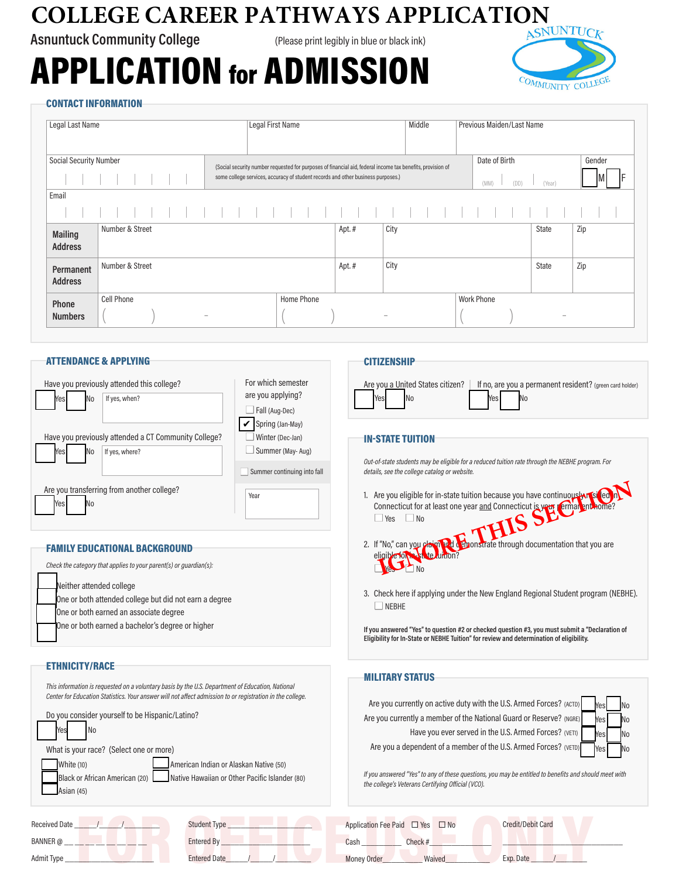# COLLEGE CAREER PATHWAYS APPLICATION

Asnuntuck Community College (Please print legibly in blue or black ink)

# APPLICATION for ADMISSION

ASNUNTUCK COMMUNITY COLLEGE

## CONTACT INFORMATION

| Legal Last Name | Legal First Name | Middle | Previous Maiden/Last Name |
|---|---|---|---|
| | | | |

| Social Security Number | (Social security number requested for purposes of financial aid, federal income tax benefits, provision of some college services, accuracy of student records and other business purposes.) | Date of Birth (MM) (DD) (Year) | Gender ☐ M ☐ F |
|---|---|---|---|

Email

| | Number & Street | Apt. # | City | State | Zip |
|---|---|---|---|---|---|
| **Mailing Address** | | | | | |
| **Permanent Address** | | | | | |

| **Phone Numbers** | Cell Phone ( ) - | Home Phone ( ) - | Work Phone ( ) - |
|---|---|---|---|

## ATTENDANCE & APPLYING

Have you previously attended this college? ☐ Yes ☐ No If yes, when?

Have you previously attended a CT Community College? ☐ Yes ☐ No If yes, where?

Are you transferring from another college? ☐ Yes ☐ No

For which semester are you applying?

- ☐ Fall (Aug-Dec)
- ☑ Spring (Jan-May)
- ☐ Winter (Dec-Jan)
- ☐ Summer (May- Aug)
- ☐ Summer continuing into fall

Year

## CITIZENSHIP

Are you a United States citizen? ☐ Yes ☐ No

If no, are you a permanent resident? (green card holder) ☐ Yes ☐ No

## IN-STATE TUITION

IGNORE THIS SECTION

*Out-of-state students may be eligible for a reduced tuition rate through the NEBHE program. For details, see the college catalog or website.*

1. Are you eligible for in-state tuition because you have continuously resided in Connecticut for at least one year and Connecticut is your permanent home? ☐ Yes ☐ No
2. If "No," can you claim and demonstrate through documentation that you are eligible for in-state tuition? ☐ Yes ☐ No
3. Check here if applying under the New England Regional Student program (NEBHE). ☐ NEBHE

**If you answered "Yes" to question #2 or checked question #3, you must submit a "Declaration of Eligibility for In-State or NEBHE Tuition" for review and determination of eligibility.**

## FAMILY EDUCATIONAL BACKGROUND

*Check the category that applies to your parent(s) or guardian(s):*

- ☐ Neither attended college
- ☐ One or both attended college but did not earn a degree
- ☐ One or both earned an associate degree
- ☐ One or both earned a bachelor's degree or higher

## ETHNICITY/RACE

*This information is requested on a voluntary basis by the U.S. Department of Education, National Center for Education Statistics. Your answer will not affect admission to or registration in the college.*

Do you consider yourself to be Hispanic/Latino? ☐ Yes ☐ No

What is your race? (Select one or more)

- ☐ White (10)
- ☐ Black or African American (20)
- ☐ Asian (45)
- ☐ American Indian or Alaskan Native (50)
- ☐ Native Hawaiian or Other Pacific Islander (80)

## MILITARY STATUS

- Are you currently on active duty with the U.S. Armed Forces? (ACTD) ☐ Yes ☐ No
- Are you currently a member of the National Guard or Reserve? (NGRE) ☐ Yes ☐ No
- Have you ever served in the U.S. Armed Forces? (VETI) ☐ Yes ☐ No
- Are you a dependent of a member of the U.S. Armed Forces? (VETD) ☐ Yes ☐ No

*If you answered "Yes" to any of these questions, you may be entitled to benefits and should meet with the college's Veterans Certifying Official (VCO).*

FOR OFFICE USE ONLY

| | | | |
|---|---|---|---|
| Received Date ___/___/___ | Student Type ________ | Application Fee Paid ☐ Yes ☐ No | Credit/Debit Card |
| BANNER @ ________ | Entered By ________ | Cash ________ Check # ________ | ________ |
| Admit Type ________ | Entered Date ___/___/___ | Money Order ________ Waived ________ | Exp. Date ___/___ |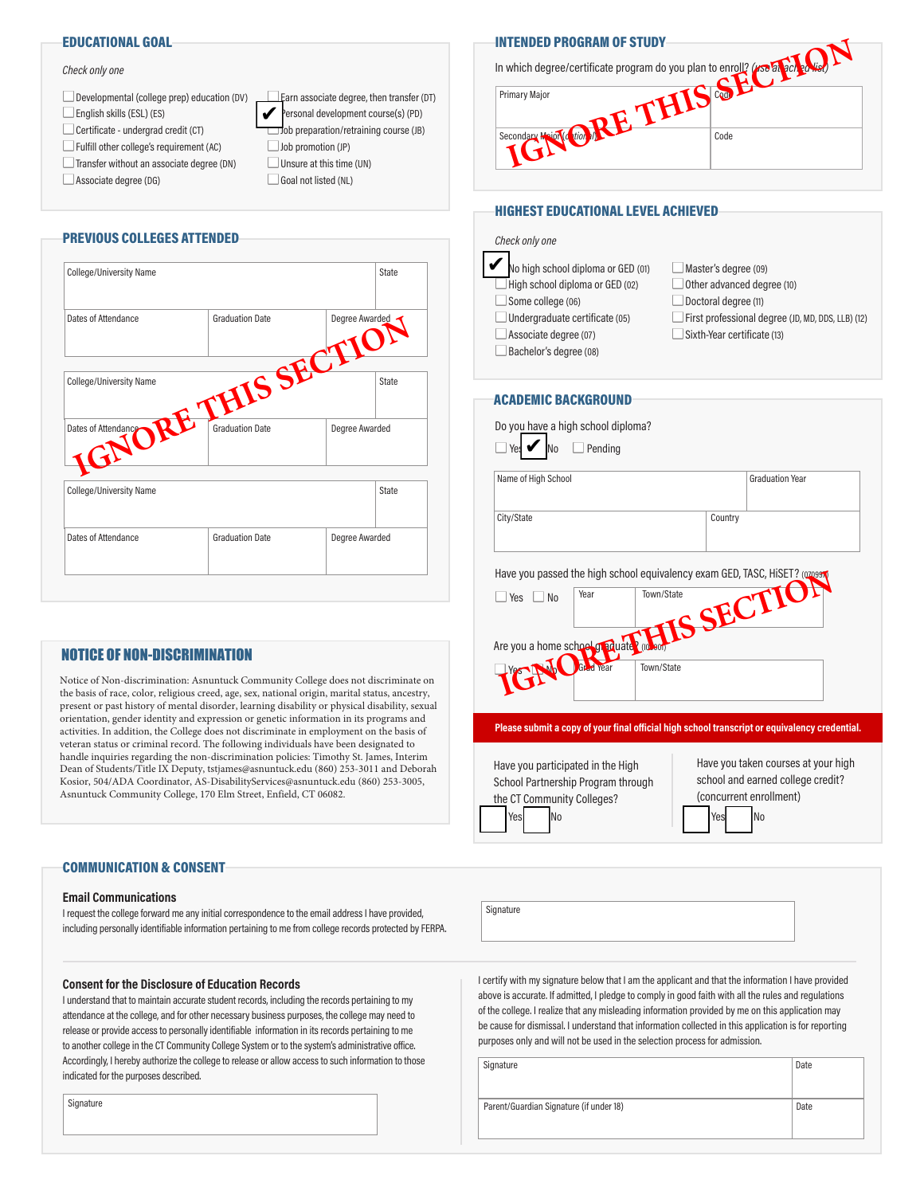## EDUCATIONAL GOAL

*Check only one*

- ☐ Developmental (college prep) education (DV)
- ☐ English skills (ESL) (ES)
- ☐ Certificate - undergrad credit (CT)
- ☐ Fulfill other college's requirement (AC)
- ☐ Transfer without an associate degree (DN)
- ☐ Associate degree (DG)
- ☐ Earn associate degree, then transfer (DT)
- ☑ Personal development course(s) (PD)
- ☐ Job preparation/retraining course (JB)
- ☐ Job promotion (JP)
- ☐ Unsure at this time (UN)
- ☐ Goal not listed (NL)

## INTENDED PROGRAM OF STUDY

IGNORE THIS SECTION

In which degree/certificate program do you plan to enroll? *(use attached list)*

| Primary Major | Code |
|---|---|
| Secondary Major *(optional)* | Code |

## PREVIOUS COLLEGES ATTENDED

IGNORE THIS SECTION

| College/University Name | | State |
|---|---|---|
| Dates of Attendance | Graduation Date | Degree Awarded |

| College/University Name | | State |
|---|---|---|
| Dates of Attendance | Graduation Date | Degree Awarded |

| College/University Name | | State |
|---|---|---|
| Dates of Attendance | Graduation Date | Degree Awarded |

## HIGHEST EDUCATIONAL LEVEL ACHIEVED

*Check only one*

- ☑ No high school diploma or GED (01)
- ☐ High school diploma or GED (02)
- ☐ Some college (06)
- ☐ Undergraduate certificate (05)
- ☐ Associate degree (07)
- ☐ Bachelor's degree (08)
- ☐ Master's degree (09)
- ☐ Other advanced degree (10)
- ☐ Doctoral degree (11)
- ☐ First professional degree (JD, MD, DDS, LLB) (12)
- ☐ Sixth-Year certificate (13)

## ACADEMIC BACKGROUND

Do you have a high school diploma?

☐ Yes ☑ No ☐ Pending

| Name of High School | | Graduation Year |
|---|---|---|
| City/State | Country | |

IGNORE THIS SECTION

Have you passed the high school equivalency exam GED, TASC, HiSET? (070997)

☐ Yes ☐ No

| Year | Town/State |
|---|---|
| | |

Are you a home school graduate? (100901)

☐ Yes ☐ No

| Grad Year | Town/State |
|---|---|
| | |

**Please submit a copy of your final official high school transcript or equivalency credential.**

Have you participated in the High School Partnership Program through the CT Community Colleges?

☐ Yes ☐ No

Have you taken courses at your high school and earned college credit? (concurrent enrollment)

☐ Yes ☐ No

## NOTICE OF NON-DISCRIMINATION

Notice of Non-discrimination: Asnuntuck Community College does not discriminate on the basis of race, color, religious creed, age, sex, national origin, marital status, ancestry, present or past history of mental disorder, learning disability or physical disability, sexual orientation, gender identity and expression or genetic information in its programs and activities. In addition, the College does not discriminate in employment on the basis of veteran status or criminal record. The following individuals have been designated to handle inquiries regarding the non-discrimination policies: Timothy St. James, Interim Dean of Students/Title IX Deputy, tstjames@asnuntuck.edu (860) 253-3011 and Deborah Kosior, 504/ADA Coordinator, AS-DisabilityServices@asnuntuck.edu (860) 253-3005, Asnuntuck Community College, 170 Elm Street, Enfield, CT 06082.

## COMMUNICATION & CONSENT

### Email Communications

I request the college forward me any initial correspondence to the email address I have provided, including personally identifiable information pertaining to me from college records protected by FERPA.

Signature

### Consent for the Disclosure of Education Records

I understand that to maintain accurate student records, including the records pertaining to my attendance at the college, and for other necessary business purposes, the college may need to release or provide access to personally identifiable information in its records pertaining to me to another college in the CT Community College System or to the system's administrative office. Accordingly, I hereby authorize the college to release or allow access to such information to those indicated for the purposes described.

Signature

I certify with my signature below that I am the applicant and that the information I have provided above is accurate. If admitted, I pledge to comply in good faith with all the rules and regulations of the college. I realize that any misleading information provided by me on this application may be cause for dismissal. I understand that information collected in this application is for reporting purposes only and will not be used in the selection process for admission.

| Signature | Date |
|---|---|
| Parent/Guardian Signature (if under 18) | Date |